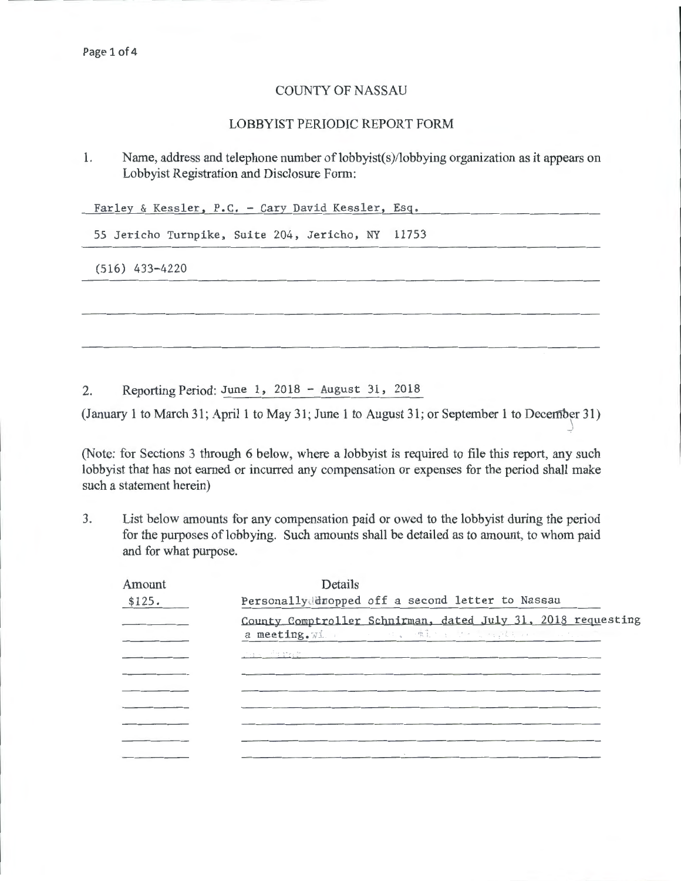# COUNTY OF NASSAU

## LOBBYIST PERIODIC REPORT FORM

1. Name, address and telephone number of lobbyist(s)/lobbying organization as it appears on Lobbyist Registration and Disclosure Form:

Farley & Kessler, P.C. - Cary David Kessler, Esq.

55 Jericho Turnpike, Suite 204, Jericho, NY 11753

(516) 433-4220

2. Reporting Period: June 1, 2018 - August 31, 2018

(January 1 to March 31; April 1 to May 31; June 1 to August 31; or September 1 to December 31)

(Note: for Sections 3 through 6 below, where a lobbyist is required to file this report, any such lobbyist that has not earned or incurred any compensation or expenses for the period shall make such a statement herein)

3. List below amounts for any compensation paid or owed to the lobbyist during the period for the purposes of lobbying. Such amounts shall be detailed as to amount, to whom paid and for what purpose.

| Amount | Details |
|---|---|
| $125. | Personally dropped off a second letter to Nassau County Comptroller Schnirman, dated July 31, 2018 requesting a meeting. |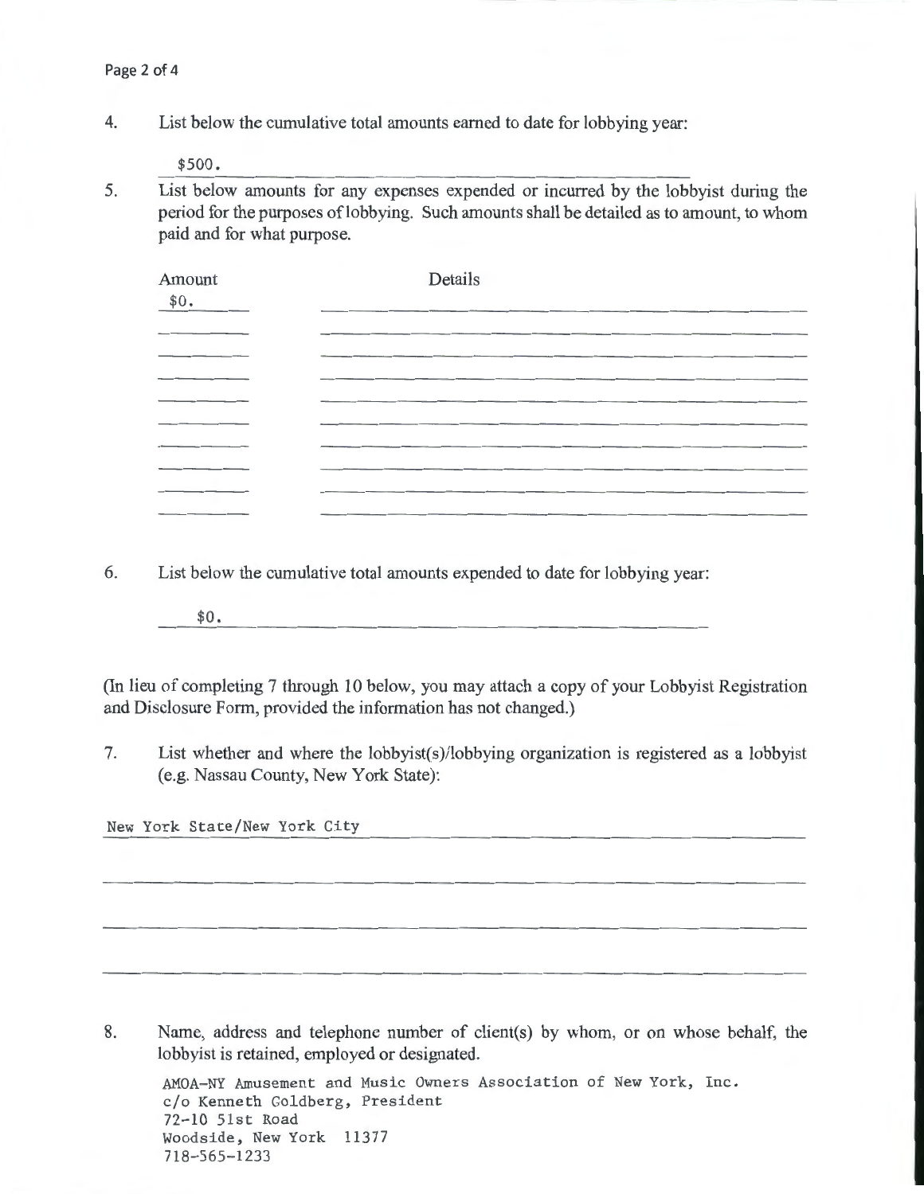4. List below the cumulative total amounts earned to date for lobbying year:

   $500.

5. List below amounts for any expenses expended or incurred by the lobbyist during the period for the purposes of lobbying. Such amounts shall be detailed as to amount, to whom paid and for what purpose.

| Amount | Details |
|---|---|
| $0. | |
| | |
| | |
| | |
| | |
| | |
| | |
| | |
| | |
| | |

6. List below the cumulative total amounts expended to date for lobbying year:

   $0.

(In lieu of completing 7 through 10 below, you may attach a copy of your Lobbyist Registration and Disclosure Form, provided the information has not changed.)

7. List whether and where the lobbyist(s)/lobbying organization is registered as a lobbyist (e.g. Nassau County, New York State):

New York State/New York City

8. Name, address and telephone number of client(s) by whom, or on whose behalf, the lobbyist is retained, employed or designated.

   AMOA-NY Amusement and Music Owners Association of New York, Inc.
   c/o Kenneth Goldberg, President
   72-10 51st Road
   Woodside, New York 11377
   718-565-1233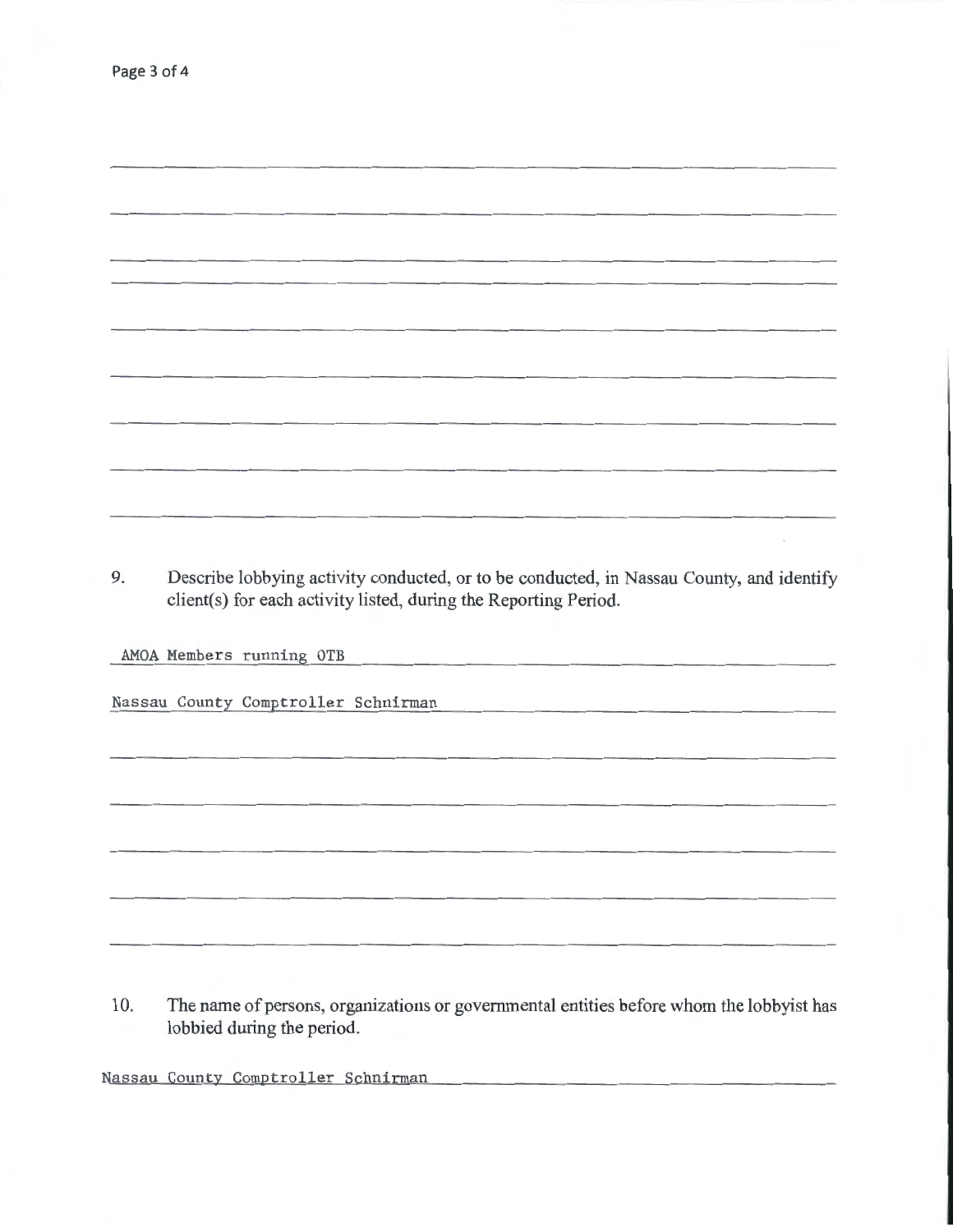9. Describe lobbying activity conducted, or to be conducted, in Nassau County, and identify client(s) for each activity listed, during the Reporting Period.

AMOA Members running OTB

Nassau County Comptroller Schnirman

10. The name of persons, organizations or governmental entities before whom the lobbyist has lobbied during the period.

Nassau County Comptroller Schnirman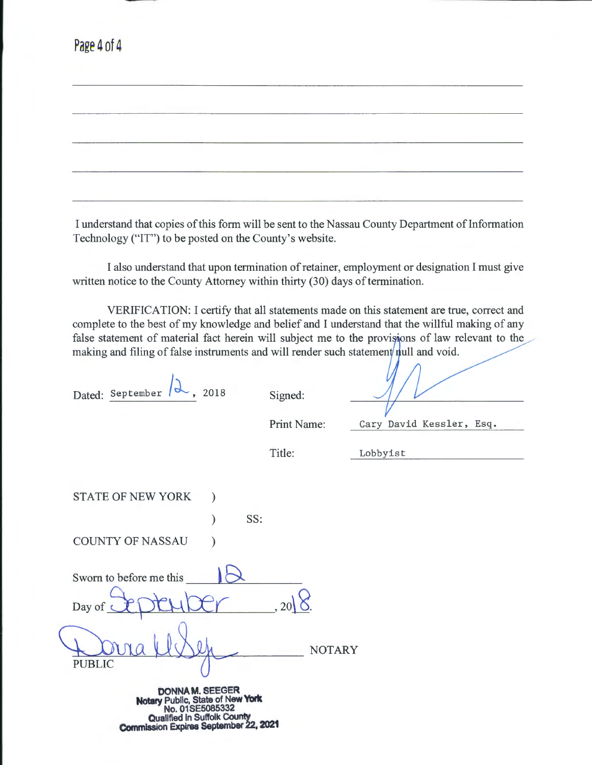I understand that copies of this form will be sent to the Nassau County Department of Information Technology ("IT") to be posted on the County's website.

I also understand that upon termination of retainer, employment or designation I must give written notice to the County Attorney within thirty (30) days of termination.

VERIFICATION: I certify that all statements made on this statement are true, correct and complete to the best of my knowledge and belief and I understand that the willful making of any false statement of material fact herein will subject me to the provisions of law relevant to the making and filing of false instruments and will render such statement null and void.

Dated: September 12, 2018

Signed:

Print Name: Cary David Kessler, Esq.

Title: Lobbyist

STATE OF NEW YORK )
) SS:
COUNTY OF NASSAU )

Sworn to before me this 12

Day of September, 2018.

NOTARY PUBLIC

DONNA M. SEEGER
Notary Public, State of New York
No. 01SE5085332
Qualified in Suffolk County
Commission Expires September 22, 2021